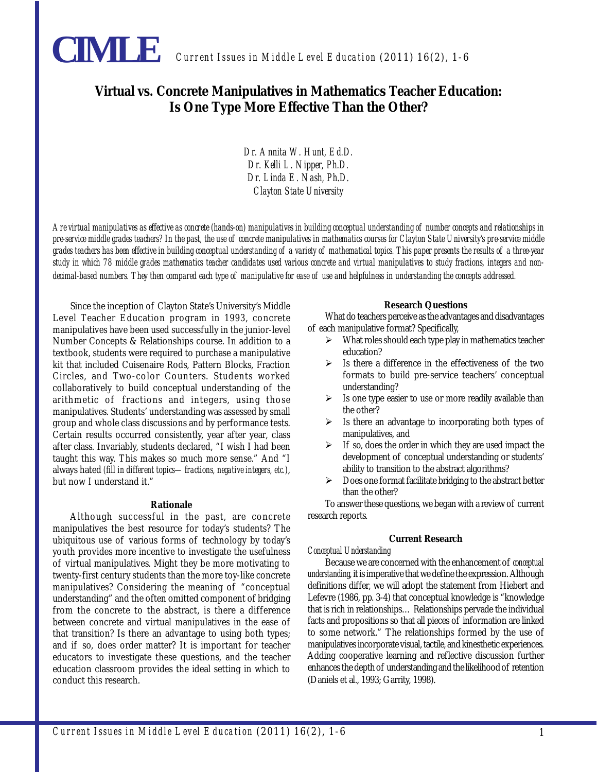# Virtual vs. Concrete Manipulatives in Mathematics Teacher Education: Is One Type More Effective Than the Other?

*Dr. Annita W. Hunt, Ed.D.*
*Dr. Kelli L. Nipper, Ph.D.*
*Dr. Linda E. Nash, Ph.D.*
*Clayton State University*

*Are virtual manipulatives as effective as concrete (hands-on) manipulatives in building conceptual understanding of number concepts and relationships in pre-service middle grades teachers? In the past, the use of concrete manipulatives in mathematics courses for Clayton State University's pre-service middle grades teachers has been effective in building conceptual understanding of a variety of mathematical topics. This paper presents the results of a three-year study in which 78 middle grades mathematics teacher candidates used various concrete and virtual manipulatives to study fractions, integers and non-decimal-based numbers. They then compared each type of manipulative for ease of use and helpfulness in understanding the concepts addressed.*

Since the inception of Clayton State's University's Middle Level Teacher Education program in 1993, concrete manipulatives have been used successfully in the junior-level Number Concepts & Relationships course. In addition to a textbook, students were required to purchase a manipulative kit that included Cuisenaire Rods, Pattern Blocks, Fraction Circles, and Two-color Counters. Students worked collaboratively to build conceptual understanding of the arithmetic of fractions and integers, using those manipulatives. Students' understanding was assessed by small group and whole class discussions and by performance tests. Certain results occurred consistently, year after year, class after class. Invariably, students declared, "I wish I had been taught this way. This makes so much more sense." And "I always hated *(fill in different topics—fractions, negative integers, etc.)*, but now I understand it."

### Rationale

Although successful in the past, are concrete manipulatives the best resource for today's students? The ubiquitous use of various forms of technology by today's youth provides more incentive to investigate the usefulness of virtual manipulatives. Might they be more motivating to twenty-first century students than the more toy-like concrete manipulatives? Considering the meaning of "conceptual understanding" and the often omitted component of bridging from the concrete to the abstract, is there a difference between concrete and virtual manipulatives in the ease of that transition? Is there an advantage to using both types; and if so, does order matter? It is important for teacher educators to investigate these questions, and the teacher education classroom provides the ideal setting in which to conduct this research.

### Research Questions

What do teachers perceive as the advantages and disadvantages of each manipulative format? Specifically,

- What roles should each type play in mathematics teacher education?
- Is there a difference in the effectiveness of the two formats to build pre-service teachers' conceptual understanding?
- Is one type easier to use or more readily available than the other?
- Is there an advantage to incorporating both types of manipulatives, and
- If so, does the order in which they are used impact the development of conceptual understanding or students' ability to transition to the abstract algorithms?
- Does one format facilitate bridging to the abstract better than the other?

To answer these questions, we began with a review of current research reports.

### Current Research

*Conceptual Understanding*

Because we are concerned with the enhancement of *conceptual understanding*, it is imperative that we define the expression. Although definitions differ, we will adopt the statement from Hiebert and Lefevre (1986, pp. 3-4) that conceptual knowledge is "knowledge that is rich in relationships… Relationships pervade the individual facts and propositions so that all pieces of information are linked to some network." The relationships formed by the use of manipulatives incorporate visual, tactile, and kinesthetic experiences. Adding cooperative learning and reflective discussion further enhances the depth of understanding and the likelihood of retention (Daniels et al., 1993; Garrity, 1998).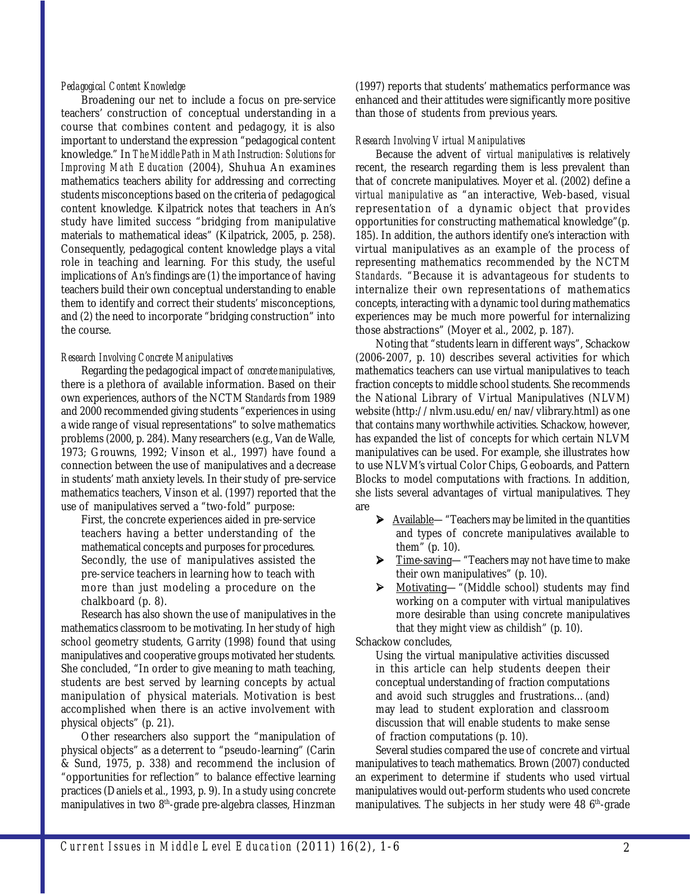*Pedagogical Content Knowledge*

Broadening our net to include a focus on pre-service teachers' construction of conceptual understanding in a course that combines content and pedagogy, it is also important to understand the expression "pedagogical content knowledge." In *The Middle Path in Math Instruction: Solutions for Improving Math Education* (2004), Shuhua An examines mathematics teachers ability for addressing and correcting students misconceptions based on the criteria of pedagogical content knowledge. Kilpatrick notes that teachers in An's study have limited success "bridging from manipulative materials to mathematical ideas" (Kilpatrick, 2005, p. 258). Consequently, pedagogical content knowledge plays a vital role in teaching and learning. For this study, the useful implications of An's findings are (1) the importance of having teachers build their own conceptual understanding to enable them to identify and correct their students' misconceptions, and (2) the need to incorporate "bridging construction" into the course.

*Research Involving Concrete Manipulatives*

Regarding the pedagogical impact of *concrete manipulatives*, there is a plethora of available information. Based on their own experiences, authors of the NCTM *Standards* from 1989 and 2000 recommended giving students "experiences in using a wide range of visual representations" to solve mathematics problems (2000, p. 284). Many researchers (e.g., Van de Walle, 1973; Grouwns, 1992; Vinson et al., 1997) have found a connection between the use of manipulatives and a decrease in students' math anxiety levels. In their study of pre-service mathematics teachers, Vinson et al. (1997) reported that the use of manipulatives served a "two-fold" purpose:

> First, the concrete experiences aided in pre-service teachers having a better understanding of the mathematical concepts and purposes for procedures. Secondly, the use of manipulatives assisted the pre-service teachers in learning how to teach with more than just modeling a procedure on the chalkboard (p. 8).

Research has also shown the use of manipulatives in the mathematics classroom to be motivating. In her study of high school geometry students, Garrity (1998) found that using manipulatives and cooperative groups motivated her students. She concluded, "In order to give meaning to math teaching, students are best served by learning concepts by actual manipulation of physical materials. Motivation is best accomplished when there is an active involvement with physical objects" (p. 21).

Other researchers also support the "manipulation of physical objects" as a deterrent to "pseudo-learning" (Carin & Sund, 1975, p. 338) and recommend the inclusion of "opportunities for reflection" to balance effective learning practices (Daniels et al., 1993, p. 9). In a study using concrete manipulatives in two 8th-grade pre-algebra classes, Hinzman (1997) reports that students' mathematics performance was enhanced and their attitudes were significantly more positive than those of students from previous years.

*Research Involving Virtual Manipulatives*

Because the advent of *virtual manipulatives* is relatively recent, the research regarding them is less prevalent than that of concrete manipulatives. Moyer et al. (2002) define a *virtual manipulative* as "an interactive, Web-based, visual representation of a dynamic object that provides opportunities for constructing mathematical knowledge"(p. 185). In addition, the authors identify one's interaction with virtual manipulatives as an example of the process of representing mathematics recommended by the NCTM *Standards*. "Because it is advantageous for students to internalize their own representations of mathematics concepts, interacting with a dynamic tool during mathematics experiences may be much more powerful for internalizing those abstractions" (Moyer et al., 2002, p. 187).

Noting that "students learn in different ways", Schackow (2006-2007, p. 10) describes several activities for which mathematics teachers can use virtual manipulatives to teach fraction concepts to middle school students. She recommends the National Library of Virtual Manipulatives (NLVM) website (http://nlvm.usu.edu/en/nav/vlibrary.html) as one that contains many worthwhile activities. Schackow, however, has expanded the list of concepts for which certain NLVM manipulatives can be used. For example, she illustrates how to use NLVM's virtual Color Chips, Geoboards, and Pattern Blocks to model computations with fractions. In addition, she lists several advantages of virtual manipulatives. They are

- Available— "Teachers may be limited in the quantities and types of concrete manipulatives available to them" (p. 10).
- Time-saving— "Teachers may not have time to make their own manipulatives" (p. 10).
- Motivating— "(Middle school) students may find working on a computer with virtual manipulatives more desirable than using concrete manipulatives that they might view as childish" (p. 10).

Schackow concludes,

> Using the virtual manipulative activities discussed in this article can help students deepen their conceptual understanding of fraction computations and avoid such struggles and frustrations…(and) may lead to student exploration and classroom discussion that will enable students to make sense of fraction computations (p. 10).

Several studies compared the use of concrete and virtual manipulatives to teach mathematics. Brown (2007) conducted an experiment to determine if students who used virtual manipulatives would out-perform students who used concrete manipulatives. The subjects in her study were 48 6th-grade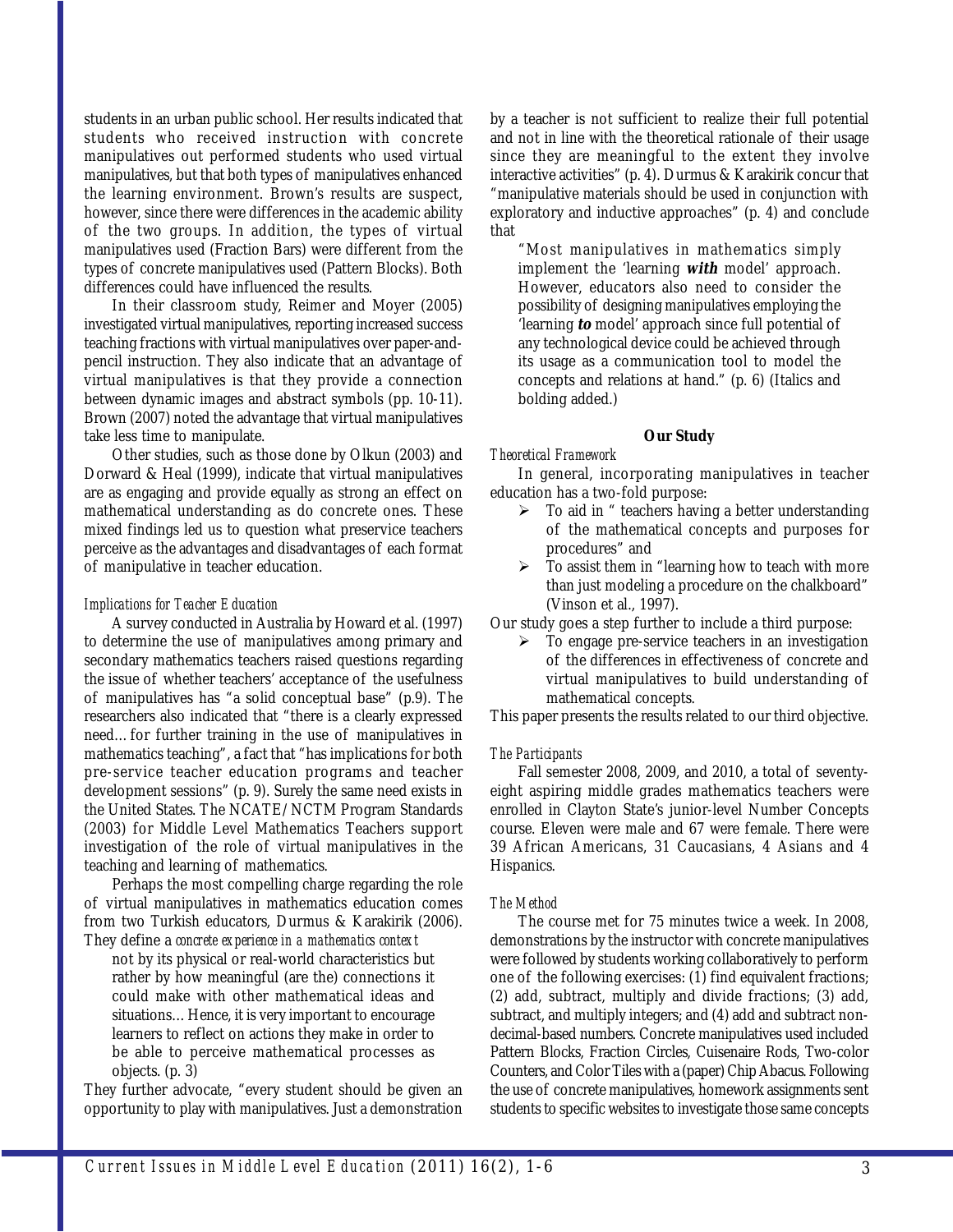students in an urban public school. Her results indicated that students who received instruction with concrete manipulatives out performed students who used virtual manipulatives, but that both types of manipulatives enhanced the learning environment. Brown's results are suspect, however, since there were differences in the academic ability of the two groups. In addition, the types of virtual manipulatives used (Fraction Bars) were different from the types of concrete manipulatives used (Pattern Blocks). Both differences could have influenced the results.

In their classroom study, Reimer and Moyer (2005) investigated virtual manipulatives, reporting increased success teaching fractions with virtual manipulatives over paper-and-pencil instruction. They also indicate that an advantage of virtual manipulatives is that they provide a connection between dynamic images and abstract symbols (pp. 10-11). Brown (2007) noted the advantage that virtual manipulatives take less time to manipulate.

Other studies, such as those done by Olkun (2003) and Dorward & Heal (1999), indicate that virtual manipulatives are as engaging and provide equally as strong an effect on mathematical understanding as do concrete ones. These mixed findings led us to question what preservice teachers perceive as the advantages and disadvantages of each format of manipulative in teacher education.

*Implications for Teacher Education*

A survey conducted in Australia by Howard et al. (1997) to determine the use of manipulatives among primary and secondary mathematics teachers raised questions regarding the issue of whether teachers' acceptance of the usefulness of manipulatives has "a solid conceptual base" (p.9). The researchers also indicated that "there is a clearly expressed need…for further training in the use of manipulatives in mathematics teaching", a fact that "has implications for both pre-service teacher education programs and teacher development sessions" (p. 9). Surely the same need exists in the United States. The NCATE/NCTM Program Standards (2003) for Middle Level Mathematics Teachers support investigation of the role of virtual manipulatives in the teaching and learning of mathematics.

Perhaps the most compelling charge regarding the role of virtual manipulatives in mathematics education comes from two Turkish educators, Durmus & Karakirik (2006). They define a *concrete experience in a mathematics context*

> not by its physical or real-world characteristics but rather by how meaningful (are the) connections it could make with other mathematical ideas and situations… Hence, it is very important to encourage learners to reflect on actions they make in order to be able to perceive mathematical processes as objects. (p. 3)

They further advocate, "every student should be given an opportunity to play with manipulatives. Just a demonstration by a teacher is not sufficient to realize their full potential and not in line with the theoretical rationale of their usage since they are meaningful to the extent they involve interactive activities" (p. 4). Durmus & Karakirik concur that "manipulative materials should be used in conjunction with exploratory and inductive approaches" (p. 4) and conclude that

> "Most manipulatives in mathematics simply implement the 'learning ***with*** model' approach. However, educators also need to consider the possibility of designing manipulatives employing the 'learning ***to*** model' approach since full potential of any technological device could be achieved through its usage as a communication tool to model the concepts and relations at hand." (p. 6) (Italics and bolding added.)

## Our Study

*Theoretical Framework*

In general, incorporating manipulatives in teacher education has a two-fold purpose:

- To aid in " teachers having a better understanding of the mathematical concepts and purposes for procedures" and
- To assist them in "learning how to teach with more than just modeling a procedure on the chalkboard" (Vinson et al., 1997).

Our study goes a step further to include a third purpose:

- To engage pre-service teachers in an investigation of the differences in effectiveness of concrete and virtual manipulatives to build understanding of mathematical concepts.

This paper presents the results related to our third objective.

*The Participants*

Fall semester 2008, 2009, and 2010, a total of seventy-eight aspiring middle grades mathematics teachers were enrolled in Clayton State's junior-level Number Concepts course. Eleven were male and 67 were female. There were 39 African Americans, 31 Caucasians, 4 Asians and 4 Hispanics.

*The Method*

The course met for 75 minutes twice a week. In 2008, demonstrations by the instructor with concrete manipulatives were followed by students working collaboratively to perform one of the following exercises: (1) find equivalent fractions; (2) add, subtract, multiply and divide fractions; (3) add, subtract, and multiply integers; and (4) add and subtract non-decimal-based numbers. Concrete manipulatives used included Pattern Blocks, Fraction Circles, Cuisenaire Rods, Two-color Counters, and Color Tiles with a (paper) Chip Abacus. Following the use of concrete manipulatives, homework assignments sent students to specific websites to investigate those same concepts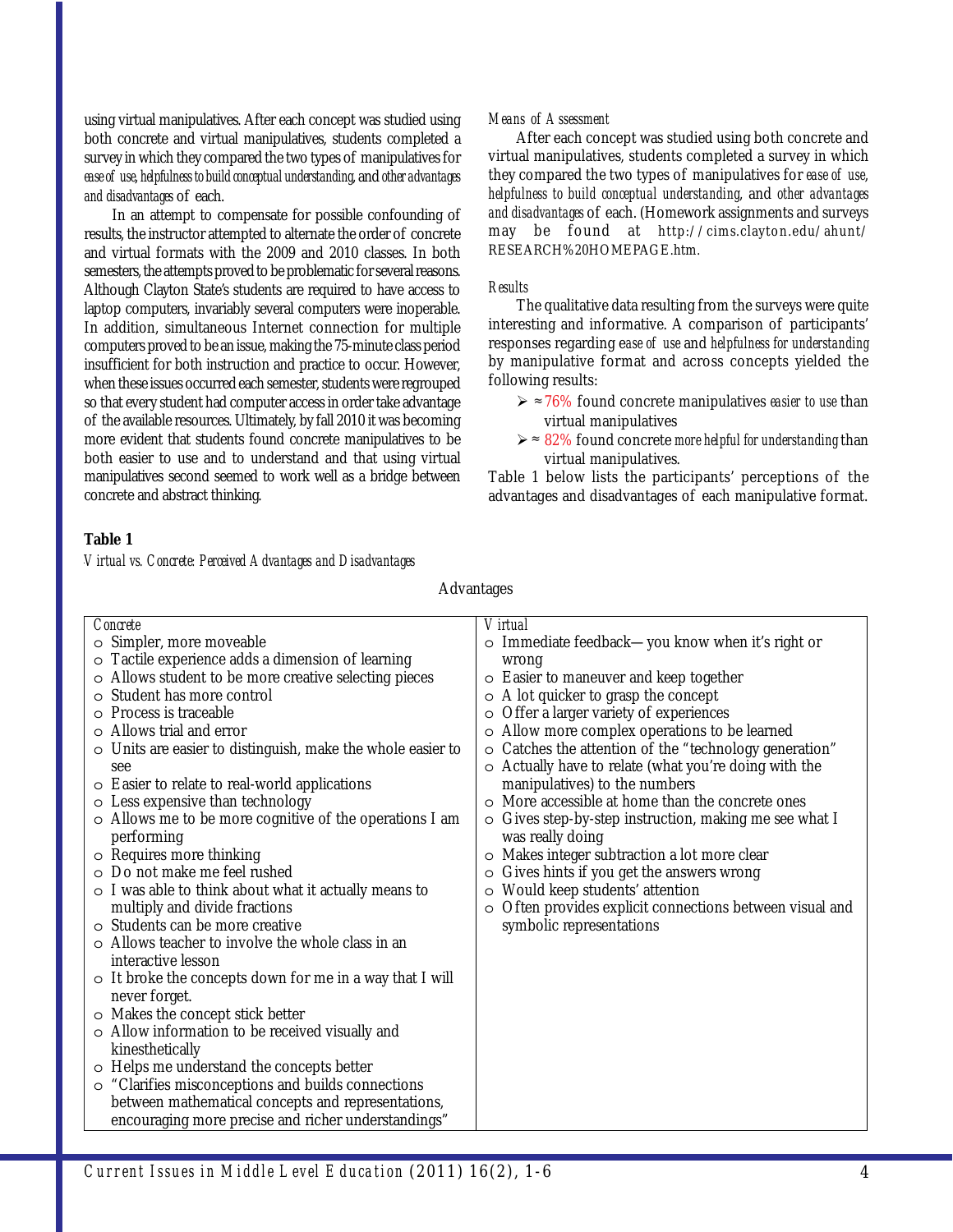using virtual manipulatives. After each concept was studied using both concrete and virtual manipulatives, students completed a survey in which they compared the two types of manipulatives for *ease of use*, *helpfulness to build conceptual understanding*, and *other advantages and disadvantages* of each.

In an attempt to compensate for possible confounding of results, the instructor attempted to alternate the order of concrete and virtual formats with the 2009 and 2010 classes. In both semesters, the attempts proved to be problematic for several reasons. Although Clayton State's students are required to have access to laptop computers, invariably several computers were inoperable. In addition, simultaneous Internet connection for multiple computers proved to be an issue, making the 75-minute class period insufficient for both instruction and practice to occur. However, when these issues occurred each semester, students were regrouped so that every student had computer access in order take advantage of the available resources. Ultimately, by fall 2010 it was becoming more evident that students found concrete manipulatives to be both easier to use and to understand and that using virtual manipulatives second seemed to work well as a bridge between concrete and abstract thinking.

*Means of Assessment*

After each concept was studied using both concrete and virtual manipulatives, students completed a survey in which they compared the two types of manipulatives for *ease of use*, *helpfulness to build conceptual understanding*, and *other advantages and disadvantages* of each. (Homework assignments and surveys may be found at http://cims.clayton.edu/ahunt/RESEARCH%20HOMEPAGE.htm.

*Results*

The qualitative data resulting from the surveys were quite interesting and informative. A comparison of participants' responses regarding *ease of use* and *helpfulness for understanding* by manipulative format and across concepts yielded the following results:

- ≈ 76% found concrete manipulatives *easier to use* than virtual manipulatives
- ≈ 82% found concrete *more helpful for understanding* than virtual manipulatives.

Table 1 below lists the participants' perceptions of the advantages and disadvantages of each manipulative format.

**Table 1**

*Virtual vs. Concrete: Perceived Advantages and Disadvantages*

Advantages

| *Concrete* | *Virtual* |
|---|---|
| ○ Simpler, more moveable<br>○ Tactile experience adds a dimension of learning<br>○ Allows student to be more creative selecting pieces<br>○ Student has more control<br>○ Process is traceable<br>○ Allows trial and error<br>○ Units are easier to distinguish, make the whole easier to see<br>○ Easier to relate to real-world applications<br>○ Less expensive than technology<br>○ Allows me to be more cognitive of the operations I am performing<br>○ Requires more thinking<br>○ Do not make me feel rushed<br>○ I was able to think about what it actually means to multiply and divide fractions<br>○ Students can be more creative<br>○ Allows teacher to involve the whole class in an interactive lesson<br>○ It broke the concepts down for me in a way that I will never forget.<br>○ Makes the concept stick better<br>○ Allow information to be received visually and kinesthetically<br>○ Helps me understand the concepts better<br>○ "Clarifies misconceptions and builds connections between mathematical concepts and representations, encouraging more precise and richer understandings" | ○ Immediate feedback—you know when it's right or wrong<br>○ Easier to maneuver and keep together<br>○ A lot quicker to grasp the concept<br>○ Offer a larger variety of experiences<br>○ Allow more complex operations to be learned<br>○ Catches the attention of the "technology generation"<br>○ Actually have to relate (what you're doing with the manipulatives) to the numbers<br>○ More accessible at home than the concrete ones<br>○ Gives step-by-step instruction, making me see what I was really doing<br>○ Makes integer subtraction a lot more clear<br>○ Gives hints if you get the answers wrong<br>○ Would keep students' attention<br>○ Often provides explicit connections between visual and symbolic representations |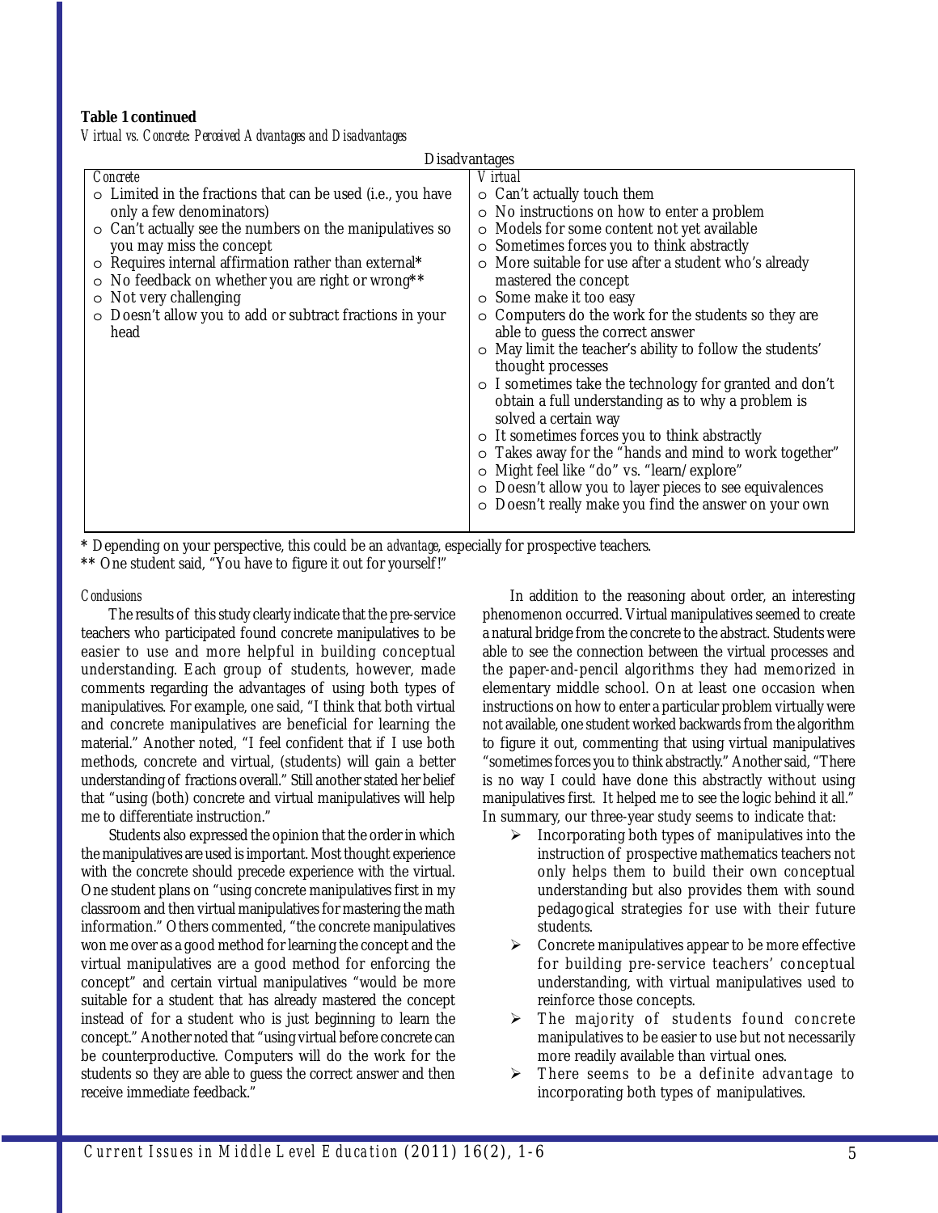**Table 1 continued**

*Virtual vs. Concrete: Perceived Advantages and Disadvantages*

| Disadvantages | |
|---|---|
| *Concrete* | *Virtual* |
| ○ Limited in the fractions that can be used (i.e., you have only a few denominators)<br>○ Can't actually see the numbers on the manipulatives so you may miss the concept<br>○ Requires internal affirmation rather than external*<br>○ No feedback on whether you are right or wrong**<br>○ Not very challenging<br>○ Doesn't allow you to add or subtract fractions in your head | ○ Can't actually touch them<br>○ No instructions on how to enter a problem<br>○ Models for some content not yet available<br>○ Sometimes forces you to think abstractly<br>○ More suitable for use after a student who's already mastered the concept<br>○ Some make it too easy<br>○ Computers do the work for the students so they are able to guess the correct answer<br>○ May limit the teacher's ability to follow the students' thought processes<br>○ I sometimes take the technology for granted and don't obtain a full understanding as to why a problem is solved a certain way<br>○ It sometimes forces you to think abstractly<br>○ Takes away for the "hands and mind to work together"<br>○ Might feel like "do" vs. "learn/explore"<br>○ Doesn't allow you to layer pieces to see equivalences<br>○ Doesn't really make you find the answer on your own |

\* Depending on your perspective, this could be an *advantage*, especially for prospective teachers.
\*\* One student said, "You have to figure it out for yourself!"

*Conclusions*

The results of this study clearly indicate that the pre-service teachers who participated found concrete manipulatives to be easier to use and more helpful in building conceptual understanding. Each group of students, however, made comments regarding the advantages of using both types of manipulatives. For example, one said, "I think that both virtual and concrete manipulatives are beneficial for learning the material." Another noted, "I feel confident that if I use both methods, concrete and virtual, (students) will gain a better understanding of fractions overall." Still another stated her belief that "using (both) concrete and virtual manipulatives will help me to differentiate instruction."

Students also expressed the opinion that the order in which the manipulatives are used is important. Most thought experience with the concrete should precede experience with the virtual. One student plans on "using concrete manipulatives first in my classroom and then virtual manipulatives for mastering the math information." Others commented, "the concrete manipulatives won me over as a good method for learning the concept and the virtual manipulatives are a good method for enforcing the concept" and certain virtual manipulatives "would be more suitable for a student that has already mastered the concept instead of for a student who is just beginning to learn the concept." Another noted that "using virtual before concrete can be counterproductive. Computers will do the work for the students so they are able to guess the correct answer and then receive immediate feedback."

In addition to the reasoning about order, an interesting phenomenon occurred. Virtual manipulatives seemed to create a natural bridge from the concrete to the abstract. Students were able to see the connection between the virtual processes and the paper-and-pencil algorithms they had memorized in elementary middle school. On at least one occasion when instructions on how to enter a particular problem virtually were not available, one student worked backwards from the algorithm to figure it out, commenting that using virtual manipulatives "sometimes forces you to think abstractly." Another said, "There is no way I could have done this abstractly without using manipulatives first. It helped me to see the logic behind it all." In summary, our three-year study seems to indicate that:

- Incorporating both types of manipulatives into the instruction of prospective mathematics teachers not only helps them to build their own conceptual understanding but also provides them with sound pedagogical strategies for use with their future students.
- Concrete manipulatives appear to be more effective for building pre-service teachers' conceptual understanding, with virtual manipulatives used to reinforce those concepts.
- The majority of students found concrete manipulatives to be easier to use but not necessarily more readily available than virtual ones.
- There seems to be a definite advantage to incorporating both types of manipulatives.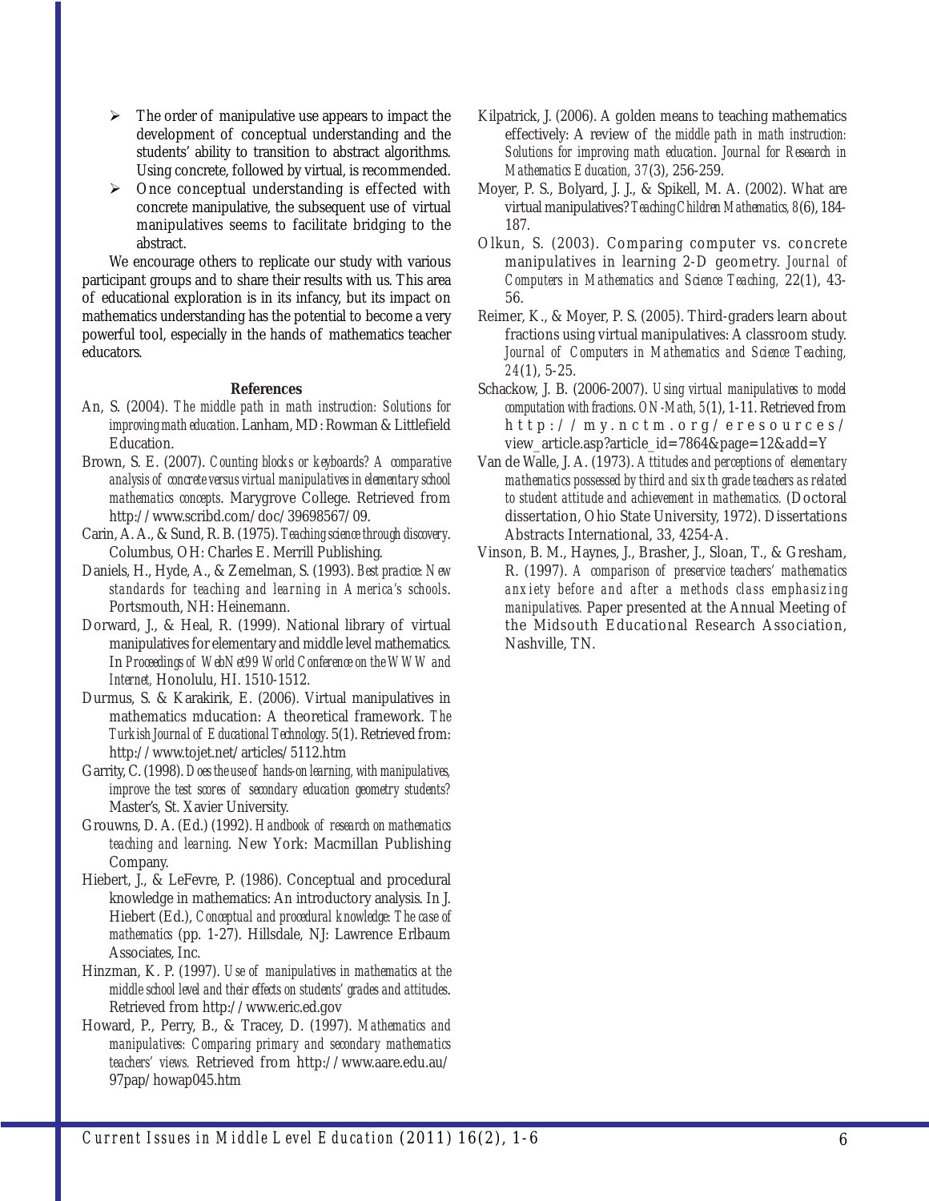- The order of manipulative use appears to impact the development of conceptual understanding and the students' ability to transition to abstract algorithms. Using concrete, followed by virtual, is recommended.
- Once conceptual understanding is effected with concrete manipulative, the subsequent use of virtual manipulatives seems to facilitate bridging to the abstract.

We encourage others to replicate our study with various participant groups and to share their results with us. This area of educational exploration is in its infancy, but its impact on mathematics understanding has the potential to become a very powerful tool, especially in the hands of mathematics teacher educators.

## References

An, S. (2004). *The middle path in math instruction: Solutions for improving math education*. Lanham, MD: Rowman & Littlefield Education.

Brown, S. E. (2007). *Counting blocks or keyboards? A comparative analysis of concrete versus virtual manipulatives in elementary school mathematics concepts*. Marygrove College. Retrieved from http://www.scribd.com/doc/39698567/09.

Carin, A. A., & Sund, R. B. (1975). *Teaching science through discovery*. Columbus, OH: Charles E. Merrill Publishing.

Daniels, H., Hyde, A., & Zemelman, S. (1993). *Best practice: New standards for teaching and learning in America's schools*. Portsmouth, NH: Heinemann.

Dorward, J., & Heal, R. (1999). National library of virtual manipulatives for elementary and middle level mathematics. In *Proceedings of WebNet99 World Conference on the WWW and Internet*, Honolulu, HI. 1510-1512.

Durmus, S. & Karakirik, E. (2006). Virtual manipulatives in mathematics mducation: A theoretical framework. *The Turkish Journal of Educational Technology*. 5(1). Retrieved from: http://www.tojet.net/articles/5112.htm

Garrity, C. (1998). *Does the use of hands-on learning, with manipulatives, improve the test scores of secondary education geometry students?* Master's, St. Xavier University.

Grouwns, D. A. (Ed.) (1992). *Handbook of research on mathematics teaching and learning*. New York: Macmillan Publishing Company.

Hiebert, J., & LeFevre, P. (1986). Conceptual and procedural knowledge in mathematics: An introductory analysis. In J. Hiebert (Ed.), *Conceptual and procedural knowledge: The case of mathematics* (pp. 1-27). Hillsdale, NJ: Lawrence Erlbaum Associates, Inc.

Hinzman, K. P. (1997). *Use of manipulatives in mathematics at the middle school level and their effects on students' grades and attitudes*. Retrieved from http://www.eric.ed.gov

Howard, P., Perry, B., & Tracey, D. (1997). *Mathematics and manipulatives: Comparing primary and secondary mathematics teachers' views.* Retrieved from http://www.aare.edu.au/97pap/howap045.htm

Kilpatrick, J. (2006). A golden means to teaching mathematics effectively: A review of *the middle path in math instruction: Solutions for improving math education*. *Journal for Research in Mathematics Education, 37*(3), 256-259.

Moyer, P. S., Bolyard, J. J., & Spikell, M. A. (2002). What are virtual manipulatives? *Teaching Children Mathematics, 8*(6), 184-187.

Olkun, S. (2003). Comparing computer vs. concrete manipulatives in learning 2-D geometry. *Journal of Computers in Mathematics and Science Teaching,* 22(1), 43-56.

Reimer, K., & Moyer, P. S. (2005). Third-graders learn about fractions using virtual manipulatives: A classroom study. *Journal of Computers in Mathematics and Science Teaching, 24*(1), 5-25.

Schackow, J. B. (2006-2007). *Using virtual manipulatives to model computation with fractions*. *ON-Math, 5*(1), 1-11. Retrieved from http://my.nctm.org/eresources/view_article.asp?article_id=7864&page=12&add=Y

Van de Walle, J. A. (1973). *Attitudes and perceptions of elementary mathematics possessed by third and sixth grade teachers as related to student attitude and achievement in mathematics.* (Doctoral dissertation, Ohio State University, 1972). Dissertations Abstracts International, 33, 4254-A.

Vinson, B. M., Haynes, J., Brasher, J., Sloan, T., & Gresham, R. (1997). *A comparison of preservice teachers' mathematics anxiety before and after a methods class emphasizing manipulatives.* Paper presented at the Annual Meeting of the Midsouth Educational Research Association, Nashville, TN.